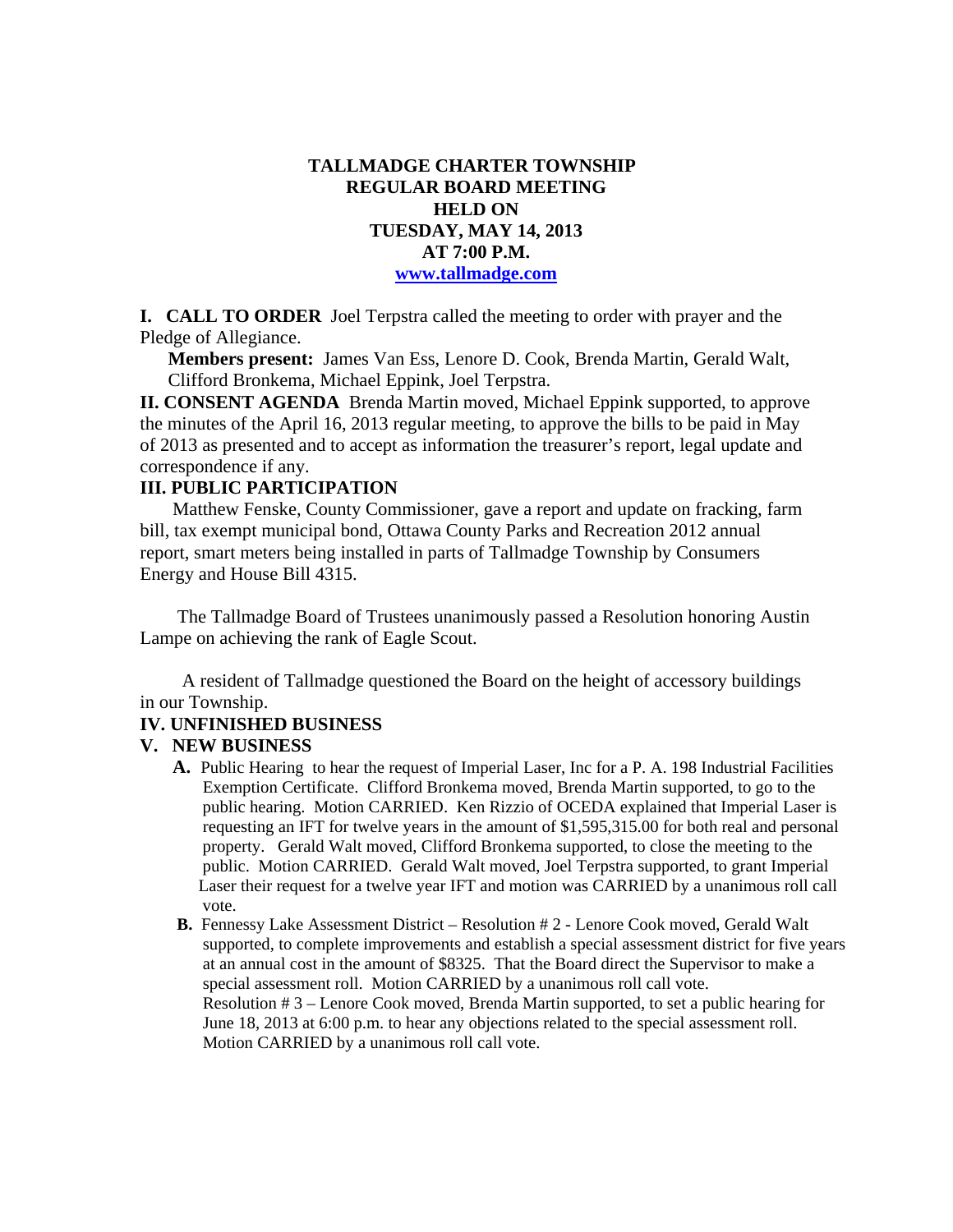# TALLMADGE CHARTER TOWNSHIP
# REGULAR BOARD MEETING
# HELD ON
# TUESDAY, MAY 14, 2013
# AT 7:00 P.M.

[www.tallmadge.com](http://www.tallmadge.com)

**I. CALL TO ORDER** Joel Terpstra called the meeting to order with prayer and the Pledge of Allegiance.

**Members present:** James Van Ess, Lenore D. Cook, Brenda Martin, Gerald Walt, Clifford Bronkema, Michael Eppink, Joel Terpstra.

**II. CONSENT AGENDA** Brenda Martin moved, Michael Eppink supported, to approve the minutes of the April 16, 2013 regular meeting, to approve the bills to be paid in May of 2013 as presented and to accept as information the treasurer's report, legal update and correspondence if any.

**III. PUBLIC PARTICIPATION**

Matthew Fenske, County Commissioner, gave a report and update on fracking, farm bill, tax exempt municipal bond, Ottawa County Parks and Recreation 2012 annual report, smart meters being installed in parts of Tallmadge Township by Consumers Energy and House Bill 4315.

The Tallmadge Board of Trustees unanimously passed a Resolution honoring Austin Lampe on achieving the rank of Eagle Scout.

A resident of Tallmadge questioned the Board on the height of accessory buildings in our Township.

**IV. UNFINISHED BUSINESS**

**V. NEW BUSINESS**

**A.** Public Hearing to hear the request of Imperial Laser, Inc for a P. A. 198 Industrial Facilities Exemption Certificate. Clifford Bronkema moved, Brenda Martin supported, to go to the public hearing. Motion CARRIED. Ken Rizzio of OCEDA explained that Imperial Laser is requesting an IFT for twelve years in the amount of $1,595,315.00 for both real and personal property. Gerald Walt moved, Clifford Bronkema supported, to close the meeting to the public. Motion CARRIED. Gerald Walt moved, Joel Terpstra supported, to grant Imperial Laser their request for a twelve year IFT and motion was CARRIED by a unanimous roll call vote.

**B.** Fennessy Lake Assessment District – Resolution # 2 - Lenore Cook moved, Gerald Walt supported, to complete improvements and establish a special assessment district for five years at an annual cost in the amount of $8325. That the Board direct the Supervisor to make a special assessment roll. Motion CARRIED by a unanimous roll call vote.

Resolution # 3 – Lenore Cook moved, Brenda Martin supported, to set a public hearing for June 18, 2013 at 6:00 p.m. to hear any objections related to the special assessment roll. Motion CARRIED by a unanimous roll call vote.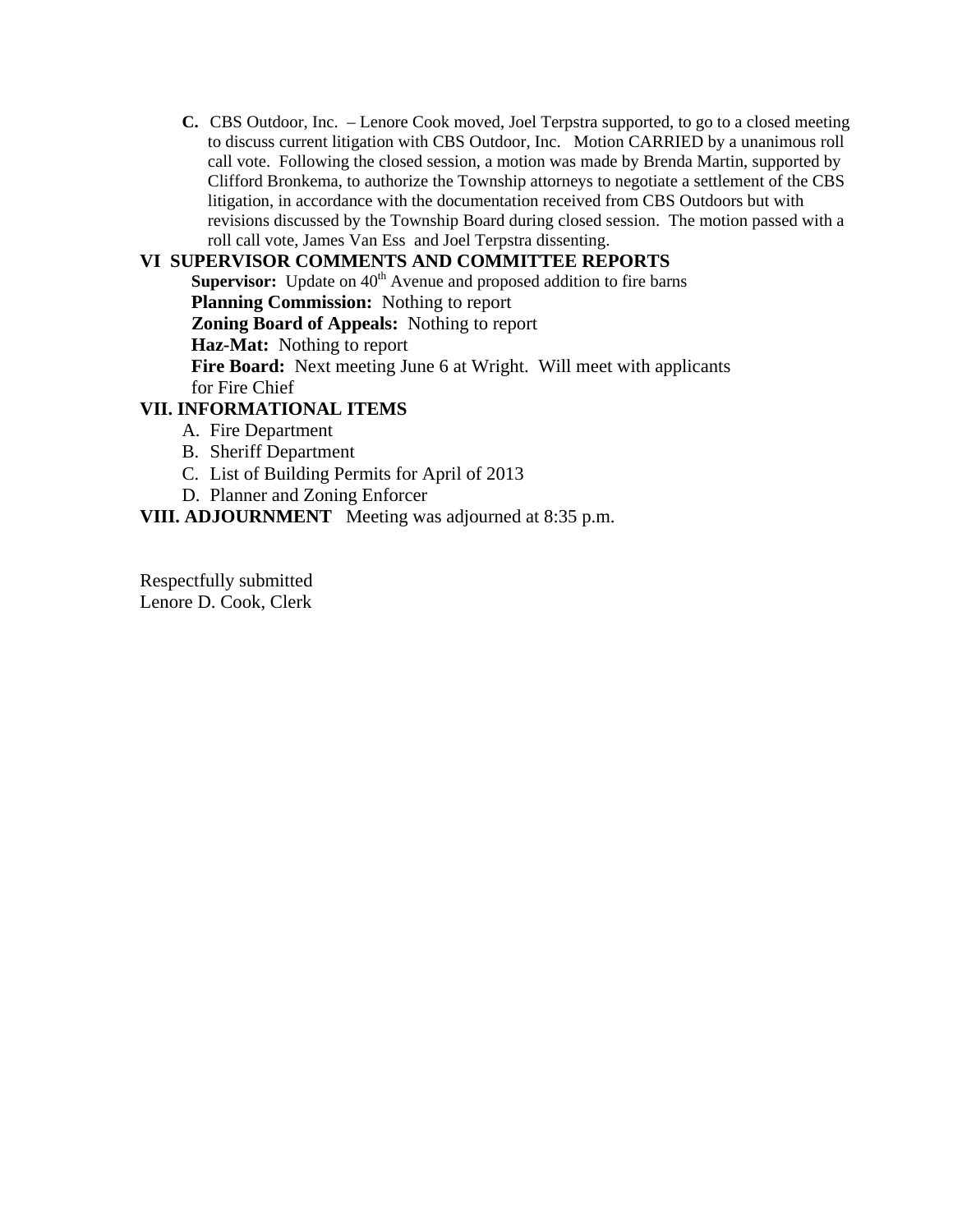**C.** CBS Outdoor, Inc. – Lenore Cook moved, Joel Terpstra supported, to go to a closed meeting to discuss current litigation with CBS Outdoor, Inc. Motion CARRIED by a unanimous roll call vote. Following the closed session, a motion was made by Brenda Martin, supported by Clifford Bronkema, to authorize the Township attorneys to negotiate a settlement of the CBS litigation, in accordance with the documentation received from CBS Outdoors but with revisions discussed by the Township Board during closed session. The motion passed with a roll call vote, James Van Ess and Joel Terpstra dissenting.

## VI SUPERVISOR COMMENTS AND COMMITTEE REPORTS

**Supervisor:** Update on 40th Avenue and proposed addition to fire barns

**Planning Commission:** Nothing to report

**Zoning Board of Appeals:** Nothing to report

**Haz-Mat:** Nothing to report

**Fire Board:** Next meeting June 6 at Wright. Will meet with applicants for Fire Chief

## VII. INFORMATIONAL ITEMS

A. Fire Department
B. Sheriff Department
C. List of Building Permits for April of 2013
D. Planner and Zoning Enforcer

## VIII. ADJOURNMENT

Meeting was adjourned at 8:35 p.m.

Respectfully submitted
Lenore D. Cook, Clerk